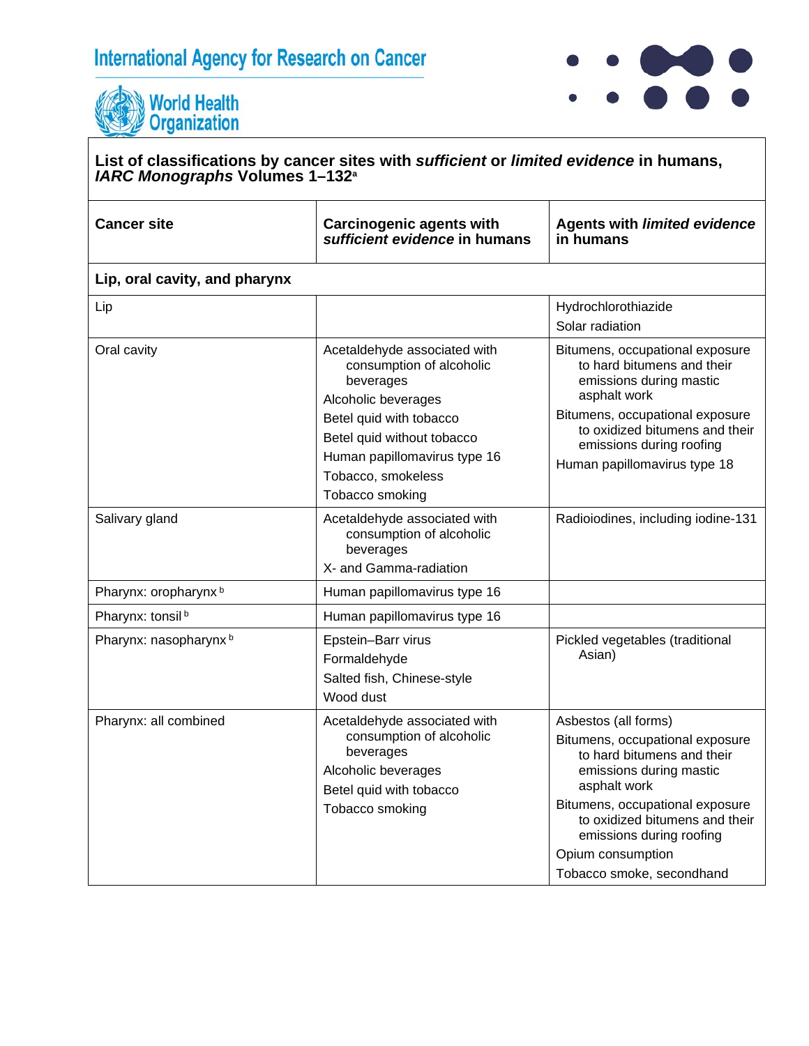International Agency for Research on Cancer

World Health Organization

| List of classifications by cancer sites with *sufficient* or *limited evidence* in humans, *IARC Monographs* Volumes 1–132[a] | | |
|---|---|---|
| **Cancer site** | **Carcinogenic agents with *sufficient evidence* in humans** | **Agents with *limited evidence* in humans** |
| **Lip, oral cavity, and pharynx** | | |
| Lip | | Hydrochlorothiazide<br>Solar radiation |
| Oral cavity | Acetaldehyde associated with consumption of alcoholic beverages<br>Alcoholic beverages<br>Betel quid with tobacco<br>Betel quid without tobacco<br>Human papillomavirus type 16<br>Tobacco, smokeless<br>Tobacco smoking | Bitumens, occupational exposure to hard bitumens and their emissions during mastic asphalt work<br>Bitumens, occupational exposure to oxidized bitumens and their emissions during roofing<br>Human papillomavirus type 18 |
| Salivary gland | Acetaldehyde associated with consumption of alcoholic beverages<br>X- and Gamma-radiation | Radioiodines, including iodine-131 |
| Pharynx: oropharynx [b] | Human papillomavirus type 16 | |
| Pharynx: tonsil [b] | Human papillomavirus type 16 | |
| Pharynx: nasopharynx [b] | Epstein–Barr virus<br>Formaldehyde<br>Salted fish, Chinese-style<br>Wood dust | Pickled vegetables (traditional Asian) |
| Pharynx: all combined | Acetaldehyde associated with consumption of alcoholic beverages<br>Alcoholic beverages<br>Betel quid with tobacco<br>Tobacco smoking | Asbestos (all forms)<br>Bitumens, occupational exposure to hard bitumens and their emissions during mastic asphalt work<br>Bitumens, occupational exposure to oxidized bitumens and their emissions during roofing<br>Opium consumption<br>Tobacco smoke, secondhand |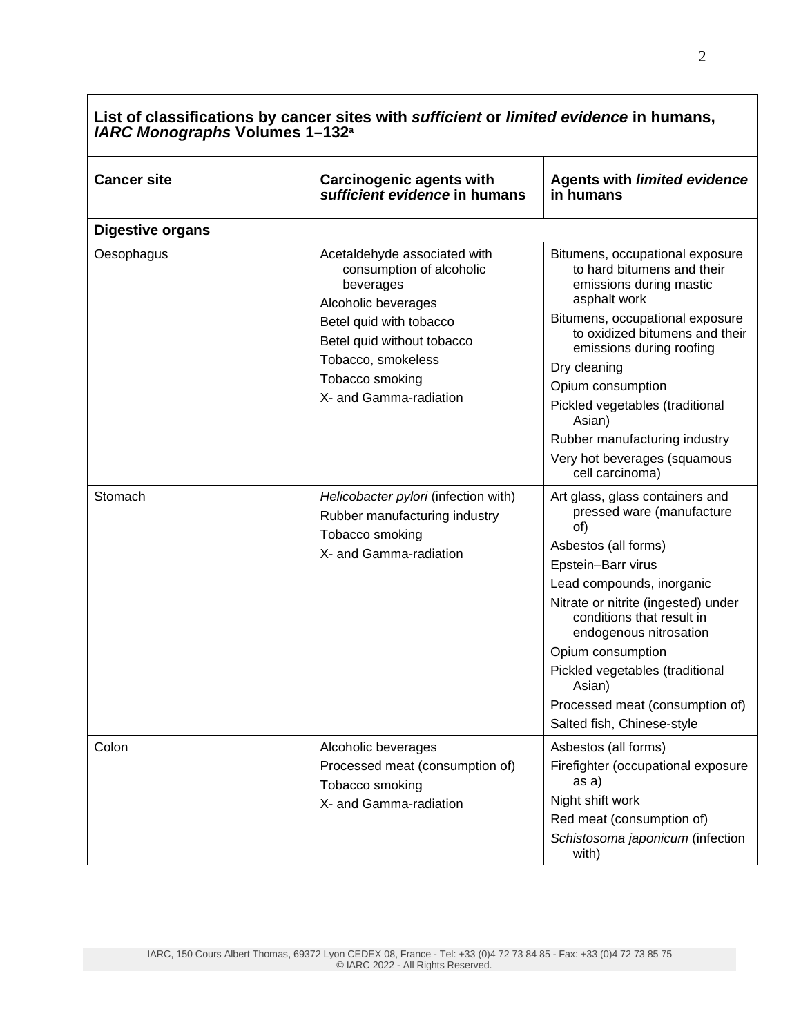| **List of classifications by cancer sites with *sufficient* or *limited evidence* in humans, *IARC Monographs* Volumes 1–132**[a] | | |
|---|---|---|
| **Cancer site** | **Carcinogenic agents with *sufficient evidence* in humans** | **Agents with *limited evidence* in humans** |
| **Digestive organs** | | |
| Oesophagus | Acetaldehyde associated with consumption of alcoholic beverages<br>Alcoholic beverages<br>Betel quid with tobacco<br>Betel quid without tobacco<br>Tobacco, smokeless<br>Tobacco smoking<br>X- and Gamma-radiation | Bitumens, occupational exposure to hard bitumens and their emissions during mastic asphalt work<br>Bitumens, occupational exposure to oxidized bitumens and their emissions during roofing<br>Dry cleaning<br>Opium consumption<br>Pickled vegetables (traditional Asian)<br>Rubber manufacturing industry<br>Very hot beverages (squamous cell carcinoma) |
| Stomach | *Helicobacter pylori* (infection with)<br>Rubber manufacturing industry<br>Tobacco smoking<br>X- and Gamma-radiation | Art glass, glass containers and pressed ware (manufacture of)<br>Asbestos (all forms)<br>Epstein–Barr virus<br>Lead compounds, inorganic<br>Nitrate or nitrite (ingested) under conditions that result in endogenous nitrosation<br>Opium consumption<br>Pickled vegetables (traditional Asian)<br>Processed meat (consumption of)<br>Salted fish, Chinese-style |
| Colon | Alcoholic beverages<br>Processed meat (consumption of)<br>Tobacco smoking<br>X- and Gamma-radiation | Asbestos (all forms)<br>Firefighter (occupational exposure as a)<br>Night shift work<br>Red meat (consumption of)<br>*Schistosoma japonicum* (infection with) |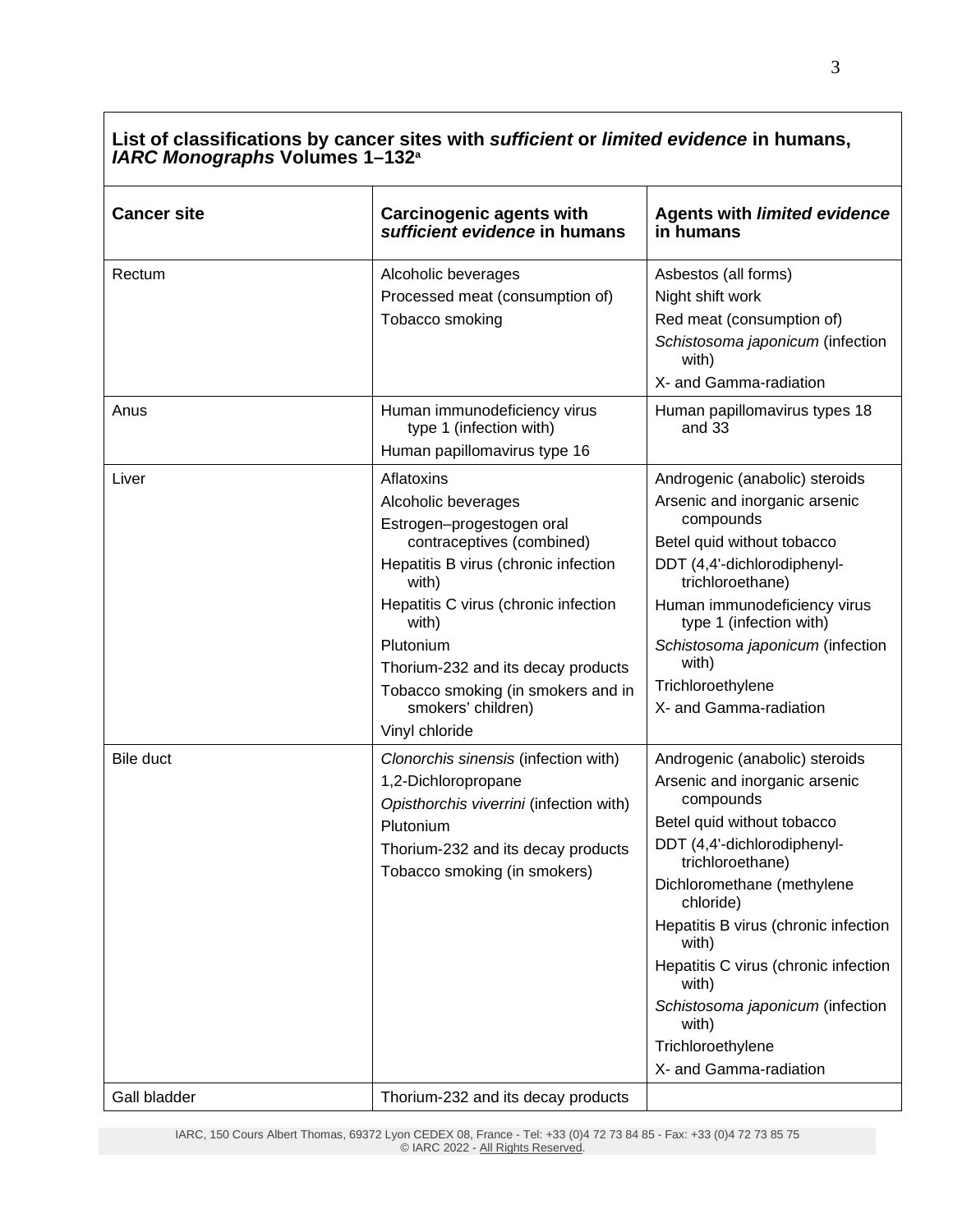**List of classifications by cancer sites with *sufficient* or *limited evidence* in humans, *IARC Monographs* Volumes 1–132**[a]

| Cancer site | Carcinogenic agents with *sufficient evidence* in humans | Agents with *limited evidence* in humans |
|---|---|---|
| Rectum | Alcoholic beverages<br>Processed meat (consumption of)<br>Tobacco smoking | Asbestos (all forms)<br>Night shift work<br>Red meat (consumption of)<br>*Schistosoma japonicum* (infection with)<br>X- and Gamma-radiation |
| Anus | Human immunodeficiency virus type 1 (infection with)<br>Human papillomavirus type 16 | Human papillomavirus types 18 and 33 |
| Liver | Aflatoxins<br>Alcoholic beverages<br>Estrogen–progestogen oral contraceptives (combined)<br>Hepatitis B virus (chronic infection with)<br>Hepatitis C virus (chronic infection with)<br>Plutonium<br>Thorium-232 and its decay products<br>Tobacco smoking (in smokers and in smokers' children)<br>Vinyl chloride | Androgenic (anabolic) steroids<br>Arsenic and inorganic arsenic compounds<br>Betel quid without tobacco<br>DDT (4,4'-dichlorodiphenyl-trichloroethane)<br>Human immunodeficiency virus type 1 (infection with)<br>*Schistosoma japonicum* (infection with)<br>Trichloroethylene<br>X- and Gamma-radiation |
| Bile duct | *Clonorchis sinensis* (infection with)<br>1,2-Dichloropropane<br>*Opisthorchis viverrini* (infection with)<br>Plutonium<br>Thorium-232 and its decay products<br>Tobacco smoking (in smokers) | Androgenic (anabolic) steroids<br>Arsenic and inorganic arsenic compounds<br>Betel quid without tobacco<br>DDT (4,4'-dichlorodiphenyl-trichloroethane)<br>Dichloromethane (methylene chloride)<br>Hepatitis B virus (chronic infection with)<br>Hepatitis C virus (chronic infection with)<br>*Schistosoma japonicum* (infection with)<br>Trichloroethylene<br>X- and Gamma-radiation |
| Gall bladder | Thorium-232 and its decay products | |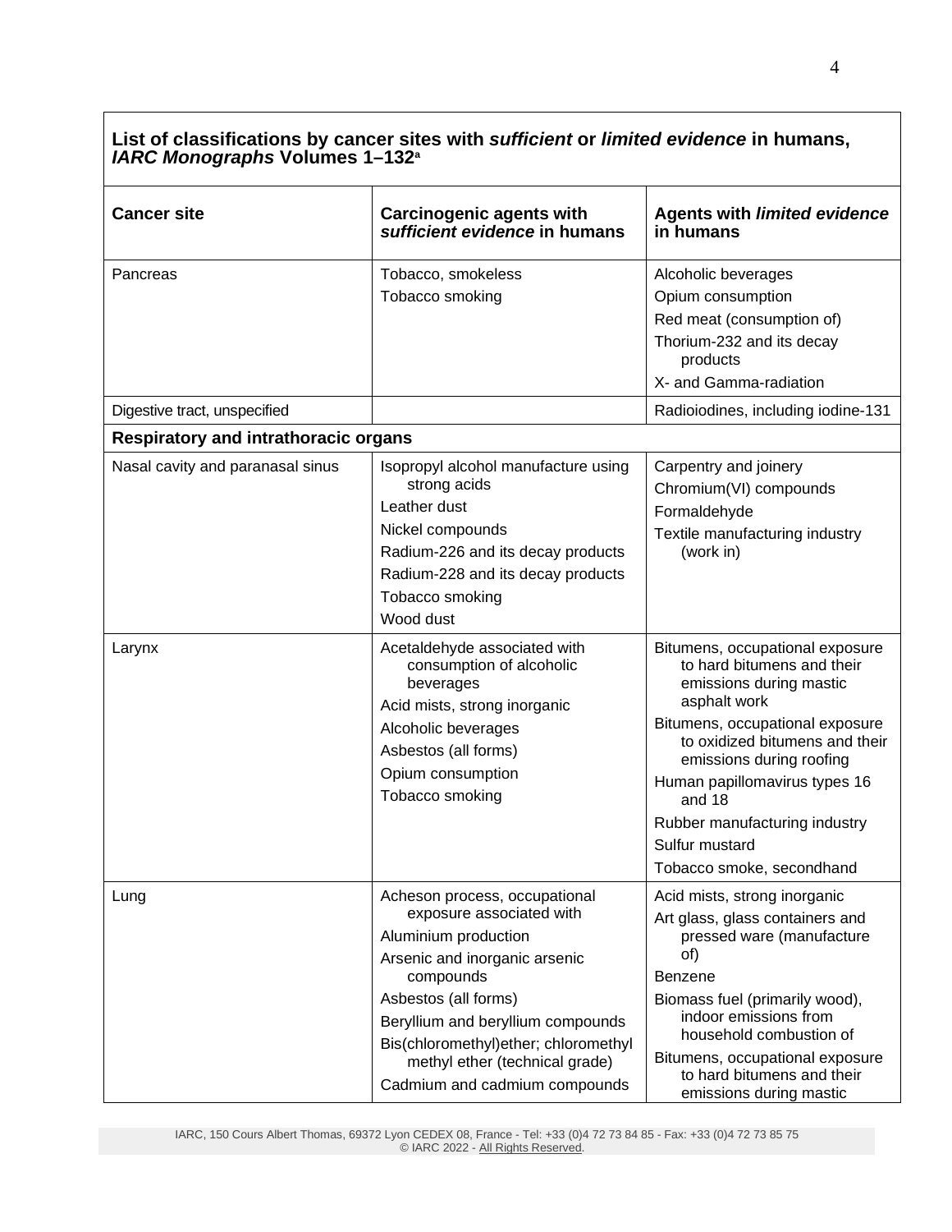**List of classifications by cancer sites with *sufficient* or *limited evidence* in humans, *IARC Monographs* Volumes 1–132**[a]

| Cancer site | Carcinogenic agents with *sufficient evidence* in humans | Agents with *limited evidence* in humans |
|---|---|---|
| Pancreas | Tobacco, smokeless<br>Tobacco smoking | Alcoholic beverages<br>Opium consumption<br>Red meat (consumption of)<br>Thorium-232 and its decay products<br>X- and Gamma-radiation |
| Digestive tract, unspecified | | Radioiodines, including iodine-131 |
| **Respiratory and intrathoracic organs** | | |
| Nasal cavity and paranasal sinus | Isopropyl alcohol manufacture using strong acids<br>Leather dust<br>Nickel compounds<br>Radium-226 and its decay products<br>Radium-228 and its decay products<br>Tobacco smoking<br>Wood dust | Carpentry and joinery<br>Chromium(VI) compounds<br>Formaldehyde<br>Textile manufacturing industry (work in) |
| Larynx | Acetaldehyde associated with consumption of alcoholic beverages<br>Acid mists, strong inorganic<br>Alcoholic beverages<br>Asbestos (all forms)<br>Opium consumption<br>Tobacco smoking | Bitumens, occupational exposure to hard bitumens and their emissions during mastic asphalt work<br>Bitumens, occupational exposure to oxidized bitumens and their emissions during roofing<br>Human papillomavirus types 16 and 18<br>Rubber manufacturing industry<br>Sulfur mustard<br>Tobacco smoke, secondhand |
| Lung | Acheson process, occupational exposure associated with<br>Aluminium production<br>Arsenic and inorganic arsenic compounds<br>Asbestos (all forms)<br>Beryllium and beryllium compounds<br>Bis(chloromethyl)ether; chloromethyl methyl ether (technical grade)<br>Cadmium and cadmium compounds | Acid mists, strong inorganic<br>Art glass, glass containers and pressed ware (manufacture of)<br>Benzene<br>Biomass fuel (primarily wood), indoor emissions from household combustion of<br>Bitumens, occupational exposure to hard bitumens and their emissions during mastic |

IARC, 150 Cours Albert Thomas, 69372 Lyon CEDEX 08, France - Tel: +33 (0)4 72 73 84 85 - Fax: +33 (0)4 72 73 85 75
© IARC 2022 - All Rights Reserved.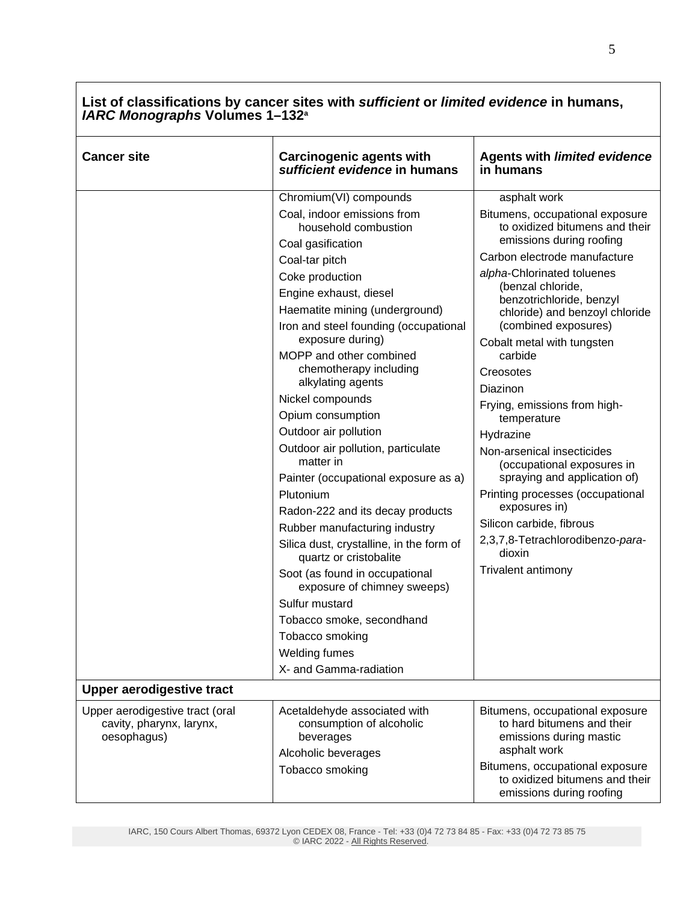**List of classifications by cancer sites with *sufficient* or *limited evidence* in humans, *IARC Monographs* Volumes 1–132**[a]

| Cancer site | Carcinogenic agents with *sufficient evidence* in humans | Agents with *limited evidence* in humans |
|---|---|---|
| | Chromium(VI) compounds<br>Coal, indoor emissions from household combustion<br>Coal gasification<br>Coal-tar pitch<br>Coke production<br>Engine exhaust, diesel<br>Haematite mining (underground)<br>Iron and steel founding (occupational exposure during)<br>MOPP and other combined chemotherapy including alkylating agents<br>Nickel compounds<br>Opium consumption<br>Outdoor air pollution<br>Outdoor air pollution, particulate matter in<br>Painter (occupational exposure as a)<br>Plutonium<br>Radon-222 and its decay products<br>Rubber manufacturing industry<br>Silica dust, crystalline, in the form of quartz or cristobalite<br>Soot (as found in occupational exposure of chimney sweeps)<br>Sulfur mustard<br>Tobacco smoke, secondhand<br>Tobacco smoking<br>Welding fumes<br>X- and Gamma-radiation | asphalt work<br>Bitumens, occupational exposure to oxidized bitumens and their emissions during roofing<br>Carbon electrode manufacture<br>*alpha*-Chlorinated toluenes (benzal chloride, benzotrichloride, benzyl chloride) and benzoyl chloride (combined exposures)<br>Cobalt metal with tungsten carbide<br>Creosotes<br>Diazinon<br>Frying, emissions from high-temperature<br>Hydrazine<br>Non-arsenical insecticides (occupational exposures in spraying and application of)<br>Printing processes (occupational exposures in)<br>Silicon carbide, fibrous<br>2,3,7,8-Tetrachlorodibenzo-*para*-dioxin<br>Trivalent antimony |
| **Upper aerodigestive tract** | | |
| Upper aerodigestive tract (oral cavity, pharynx, larynx, oesophagus) | Acetaldehyde associated with consumption of alcoholic beverages<br>Alcoholic beverages<br>Tobacco smoking | Bitumens, occupational exposure to hard bitumens and their emissions during mastic asphalt work<br>Bitumens, occupational exposure to oxidized bitumens and their emissions during roofing |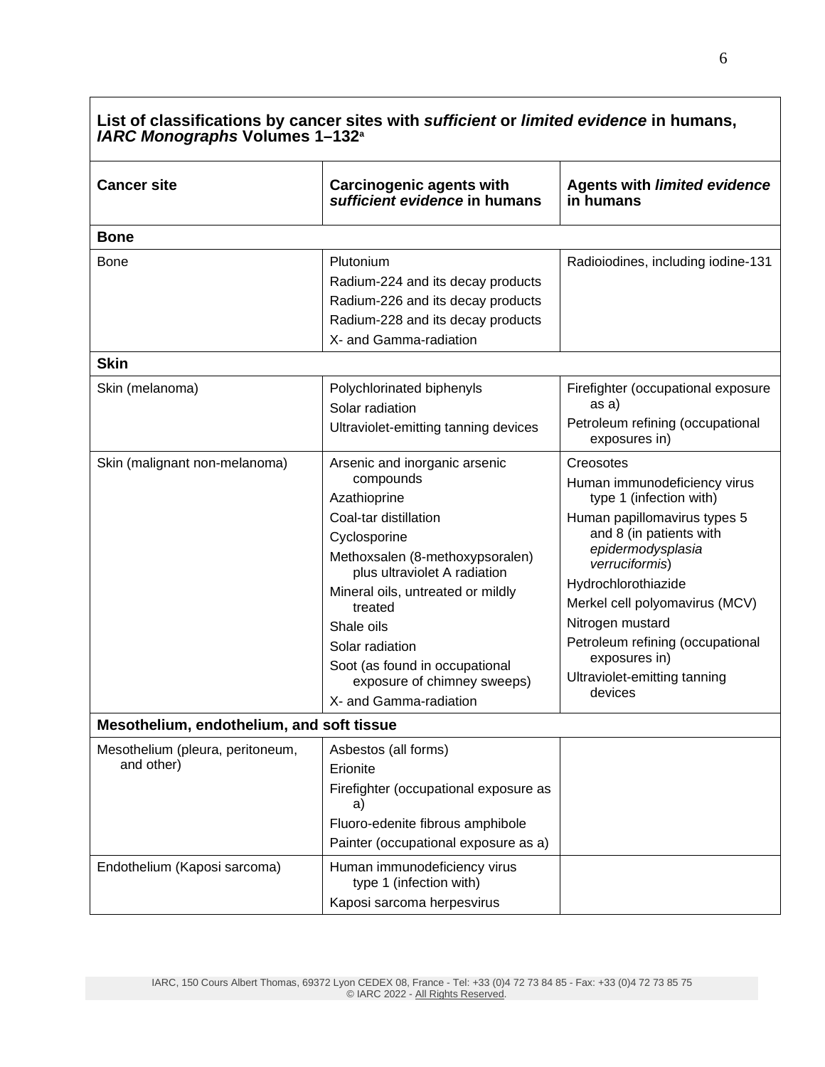**List of classifications by cancer sites with *sufficient* or *limited evidence* in humans, *IARC Monographs* Volumes 1–132**[a]

| Cancer site | Carcinogenic agents with *sufficient evidence* in humans | Agents with *limited evidence* in humans |
|---|---|---|
| **Bone** | | |
| Bone | Plutonium<br>Radium-224 and its decay products<br>Radium-226 and its decay products<br>Radium-228 and its decay products<br>X- and Gamma-radiation | Radioiodines, including iodine-131 |
| **Skin** | | |
| Skin (melanoma) | Polychlorinated biphenyls<br>Solar radiation<br>Ultraviolet-emitting tanning devices | Firefighter (occupational exposure as a)<br>Petroleum refining (occupational exposures in) |
| Skin (malignant non-melanoma) | Arsenic and inorganic arsenic compounds<br>Azathioprine<br>Coal-tar distillation<br>Cyclosporine<br>Methoxsalen (8-methoxypsoralen) plus ultraviolet A radiation<br>Mineral oils, untreated or mildly treated<br>Shale oils<br>Solar radiation<br>Soot (as found in occupational exposure of chimney sweeps)<br>X- and Gamma-radiation | Creosotes<br>Human immunodeficiency virus type 1 (infection with)<br>Human papillomavirus types 5 and 8 (in patients with *epidermodysplasia verruciformis*)<br>Hydrochlorothiazide<br>Merkel cell polyomavirus (MCV)<br>Nitrogen mustard<br>Petroleum refining (occupational exposures in)<br>Ultraviolet-emitting tanning devices |
| **Mesothelium, endothelium, and soft tissue** | | |
| Mesothelium (pleura, peritoneum, and other) | Asbestos (all forms)<br>Erionite<br>Firefighter (occupational exposure as a)<br>Fluoro-edenite fibrous amphibole<br>Painter (occupational exposure as a) | |
| Endothelium (Kaposi sarcoma) | Human immunodeficiency virus type 1 (infection with)<br>Kaposi sarcoma herpesvirus | |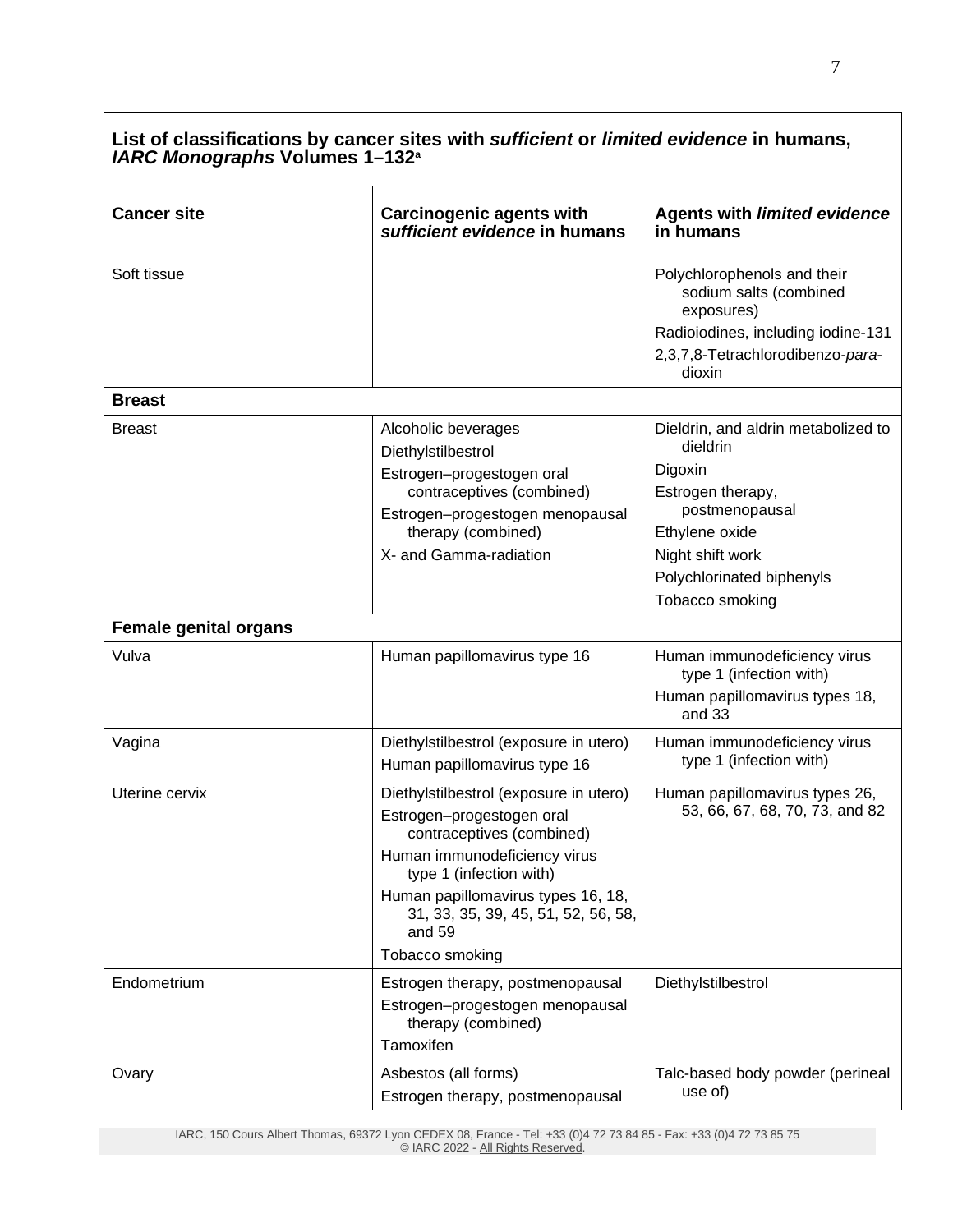**List of classifications by cancer sites with *sufficient* or *limited evidence* in humans, *IARC Monographs* Volumes 1–132**[a]

| Cancer site | Carcinogenic agents with *sufficient evidence* in humans | Agents with *limited evidence* in humans |
|---|---|---|
| Soft tissue | | Polychlorophenols and their sodium salts (combined exposures)<br>Radioiodines, including iodine-131<br>2,3,7,8-Tetrachlorodibenzo-*para*-dioxin |
| **Breast** | | |
| Breast | Alcoholic beverages<br>Diethylstilbestrol<br>Estrogen–progestogen oral contraceptives (combined)<br>Estrogen–progestogen menopausal therapy (combined)<br>X- and Gamma-radiation | Dieldrin, and aldrin metabolized to dieldrin<br>Digoxin<br>Estrogen therapy, postmenopausal<br>Ethylene oxide<br>Night shift work<br>Polychlorinated biphenyls<br>Tobacco smoking |
| **Female genital organs** | | |
| Vulva | Human papillomavirus type 16 | Human immunodeficiency virus type 1 (infection with)<br>Human papillomavirus types 18, and 33 |
| Vagina | Diethylstilbestrol (exposure in utero)<br>Human papillomavirus type 16 | Human immunodeficiency virus type 1 (infection with) |
| Uterine cervix | Diethylstilbestrol (exposure in utero)<br>Estrogen–progestogen oral contraceptives (combined)<br>Human immunodeficiency virus type 1 (infection with)<br>Human papillomavirus types 16, 18, 31, 33, 35, 39, 45, 51, 52, 56, 58, and 59<br>Tobacco smoking | Human papillomavirus types 26, 53, 66, 67, 68, 70, 73, and 82 |
| Endometrium | Estrogen therapy, postmenopausal<br>Estrogen–progestogen menopausal therapy (combined)<br>Tamoxifen | Diethylstilbestrol |
| Ovary | Asbestos (all forms)<br>Estrogen therapy, postmenopausal | Talc-based body powder (perineal use of) |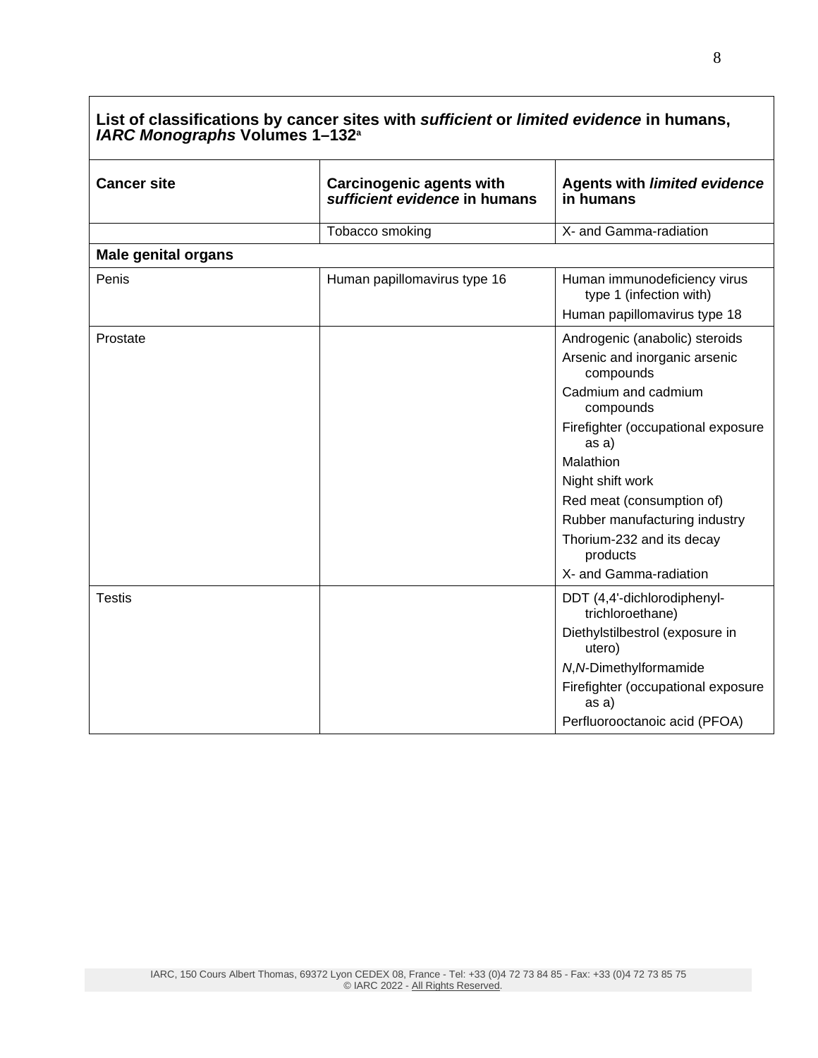| List of classifications by cancer sites with *sufficient* or *limited evidence* in humans, *IARC Monographs* Volumes 1–132[a] | | |
|---|---|---|
| **Cancer site** | **Carcinogenic agents with *sufficient evidence* in humans** | **Agents with *limited evidence* in humans** |
| | Tobacco smoking | X- and Gamma-radiation |
| **Male genital organs** | | |
| Penis | Human papillomavirus type 16 | Human immunodeficiency virus type 1 (infection with)<br>Human papillomavirus type 18 |
| Prostate | | Androgenic (anabolic) steroids<br>Arsenic and inorganic arsenic compounds<br>Cadmium and cadmium compounds<br>Firefighter (occupational exposure as a)<br>Malathion<br>Night shift work<br>Red meat (consumption of)<br>Rubber manufacturing industry<br>Thorium-232 and its decay products<br>X- and Gamma-radiation |
| Testis | | DDT (4,4'-dichlorodiphenyl-trichloroethane)<br>Diethylstilbestrol (exposure in utero)<br>*N*,*N*-Dimethylformamide<br>Firefighter (occupational exposure as a)<br>Perfluorooctanoic acid (PFOA) |

IARC, 150 Cours Albert Thomas, 69372 Lyon CEDEX 08, France - Tel: +33 (0)4 72 73 84 85 - Fax: +33 (0)4 72 73 85 75
© IARC 2022 - All Rights Reserved.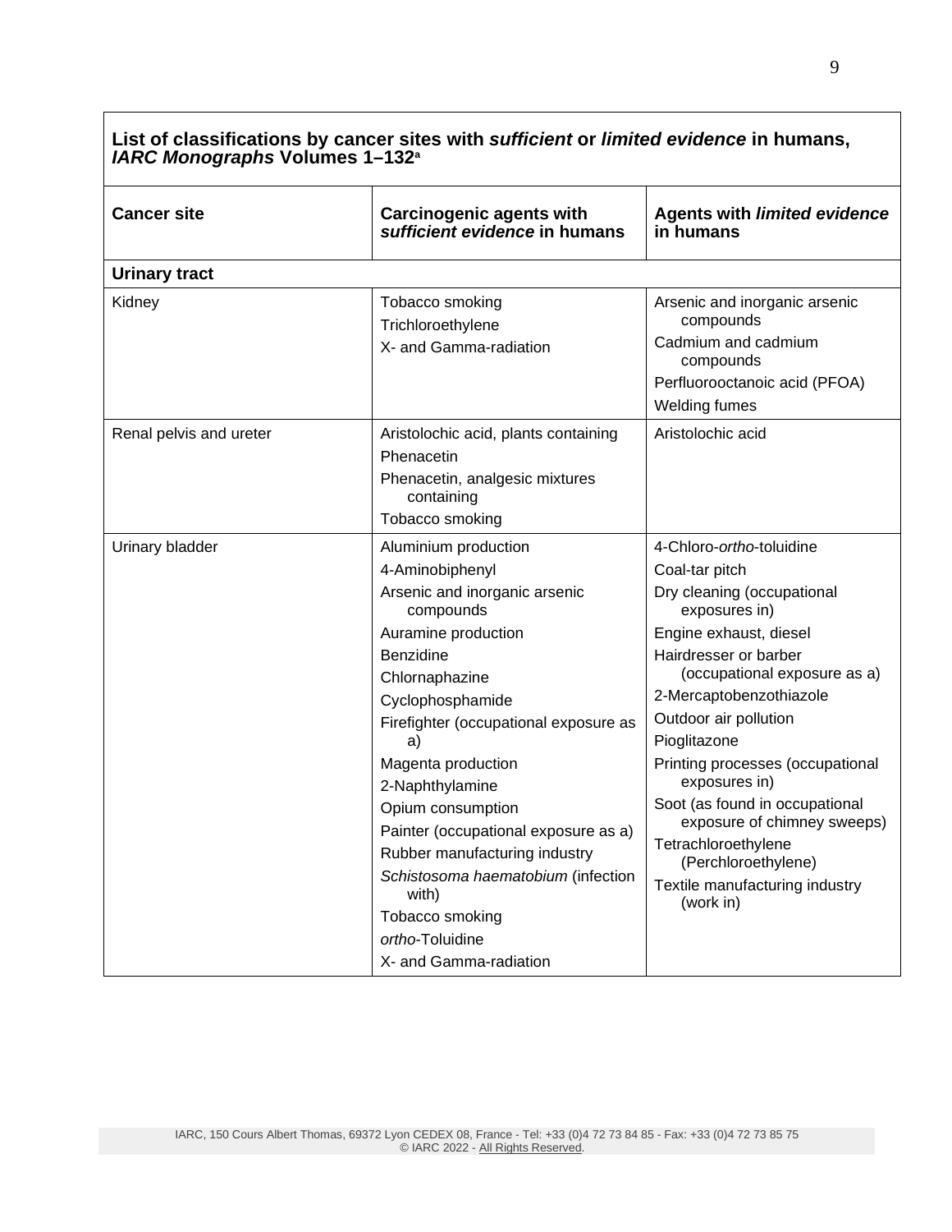| **List of classifications by cancer sites with *sufficient* or *limited evidence* in humans, *IARC Monographs* Volumes 1–132[a]** | | |
|---|---|---|
| **Cancer site** | **Carcinogenic agents with *sufficient evidence* in humans** | **Agents with *limited evidence* in humans** |
| **Urinary tract** | | |
| Kidney | Tobacco smoking<br>Trichloroethylene<br>X- and Gamma-radiation | Arsenic and inorganic arsenic compounds<br>Cadmium and cadmium compounds<br>Perfluorooctanoic acid (PFOA)<br>Welding fumes |
| Renal pelvis and ureter | Aristolochic acid, plants containing<br>Phenacetin<br>Phenacetin, analgesic mixtures containing<br>Tobacco smoking | Aristolochic acid |
| Urinary bladder | Aluminium production<br>4-Aminobiphenyl<br>Arsenic and inorganic arsenic compounds<br>Auramine production<br>Benzidine<br>Chlornaphazine<br>Cyclophosphamide<br>Firefighter (occupational exposure as a)<br>Magenta production<br>2-Naphthylamine<br>Opium consumption<br>Painter (occupational exposure as a)<br>Rubber manufacturing industry<br>*Schistosoma haematobium* (infection with)<br>Tobacco smoking<br>*ortho*-Toluidine<br>X- and Gamma-radiation | 4-Chloro-*ortho*-toluidine<br>Coal-tar pitch<br>Dry cleaning (occupational exposures in)<br>Engine exhaust, diesel<br>Hairdresser or barber (occupational exposure as a)<br>2-Mercaptobenzothiazole<br>Outdoor air pollution<br>Pioglitazone<br>Printing processes (occupational exposures in)<br>Soot (as found in occupational exposure of chimney sweeps)<br>Tetrachloroethylene (Perchloroethylene)<br>Textile manufacturing industry (work in) |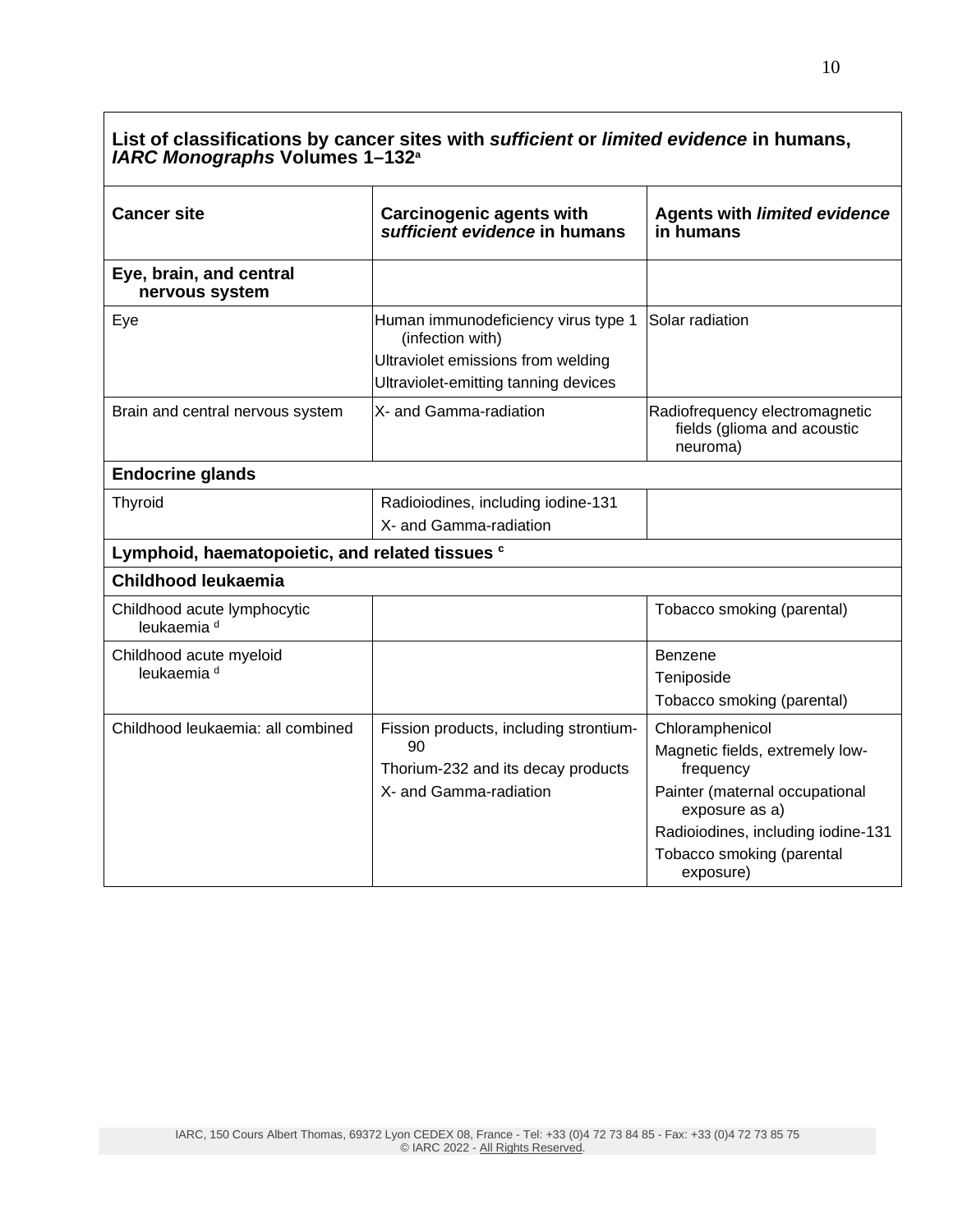| **List of classifications by cancer sites with *sufficient* or *limited evidence* in humans, *IARC Monographs* Volumes 1–132[a]** | | |
|---|---|---|
| **Cancer site** | **Carcinogenic agents with *sufficient evidence* in humans** | **Agents with *limited evidence* in humans** |
| **Eye, brain, and central nervous system** | | |
| Eye | Human immunodeficiency virus type 1 (infection with)<br>Ultraviolet emissions from welding<br>Ultraviolet-emitting tanning devices | Solar radiation |
| Brain and central nervous system | X- and Gamma-radiation | Radiofrequency electromagnetic fields (glioma and acoustic neuroma) |
| **Endocrine glands** | | |
| Thyroid | Radioiodines, including iodine-131<br>X- and Gamma-radiation | |
| **Lymphoid, haematopoietic, and related tissues [c]** | | |
| **Childhood leukaemia** | | |
| Childhood acute lymphocytic leukaemia [d] | | Tobacco smoking (parental) |
| Childhood acute myeloid leukaemia [d] | | Benzene<br>Teniposide<br>Tobacco smoking (parental) |
| Childhood leukaemia: all combined | Fission products, including strontium-90<br>Thorium-232 and its decay products<br>X- and Gamma-radiation | Chloramphenicol<br>Magnetic fields, extremely low-frequency<br>Painter (maternal occupational exposure as a)<br>Radioiodines, including iodine-131<br>Tobacco smoking (parental exposure) |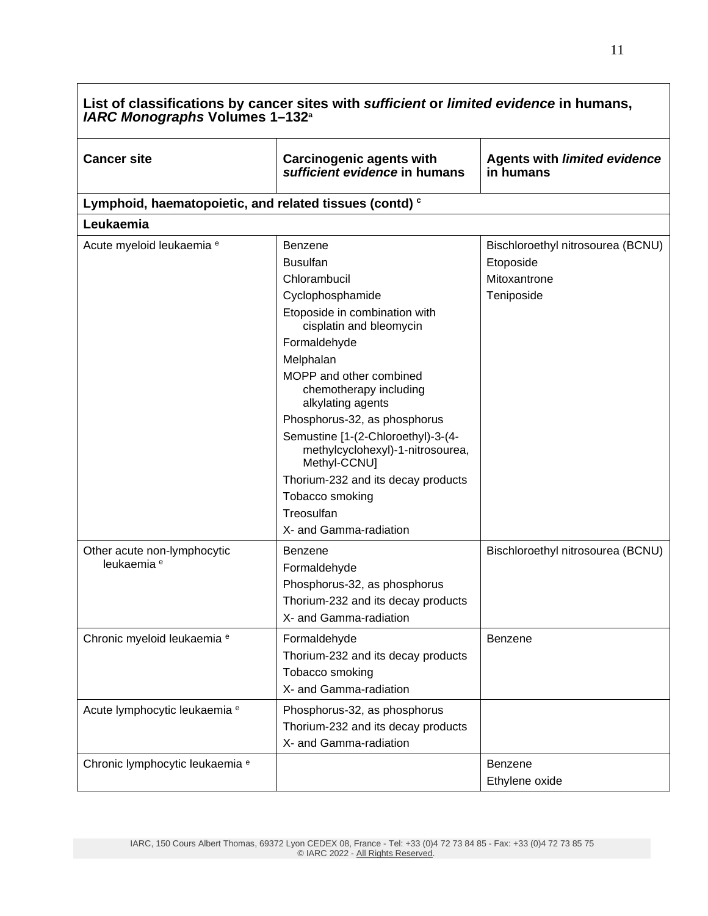| List of classifications by cancer sites with *sufficient* or *limited evidence* in humans, *IARC Monographs* Volumes 1–132[a] | | |
|---|---|---|
| **Cancer site** | **Carcinogenic agents with *sufficient evidence* in humans** | **Agents with *limited evidence* in humans** |
| **Lymphoid, haematopoietic, and related tissues (contd)** [c] | | |
| **Leukaemia** | | |
| Acute myeloid leukaemia [e] | Benzene<br>Busulfan<br>Chlorambucil<br>Cyclophosphamide<br>Etoposide in combination with cisplatin and bleomycin<br>Formaldehyde<br>Melphalan<br>MOPP and other combined chemotherapy including alkylating agents<br>Phosphorus-32, as phosphorus<br>Semustine [1-(2-Chloroethyl)-3-(4-methylcyclohexyl)-1-nitrosourea, Methyl-CCNU]<br>Thorium-232 and its decay products<br>Tobacco smoking<br>Treosulfan<br>X- and Gamma-radiation | Bischloroethyl nitrosourea (BCNU)<br>Etoposide<br>Mitoxantrone<br>Teniposide |
| Other acute non-lymphocytic leukaemia [e] | Benzene<br>Formaldehyde<br>Phosphorus-32, as phosphorus<br>Thorium-232 and its decay products<br>X- and Gamma-radiation | Bischloroethyl nitrosourea (BCNU) |
| Chronic myeloid leukaemia [e] | Formaldehyde<br>Thorium-232 and its decay products<br>Tobacco smoking<br>X- and Gamma-radiation | Benzene |
| Acute lymphocytic leukaemia [e] | Phosphorus-32, as phosphorus<br>Thorium-232 and its decay products<br>X- and Gamma-radiation | |
| Chronic lymphocytic leukaemia [e] | | Benzene<br>Ethylene oxide |

IARC, 150 Cours Albert Thomas, 69372 Lyon CEDEX 08, France - Tel: +33 (0)4 72 73 84 85 - Fax: +33 (0)4 72 73 85 75
© IARC 2022 - All Rights Reserved.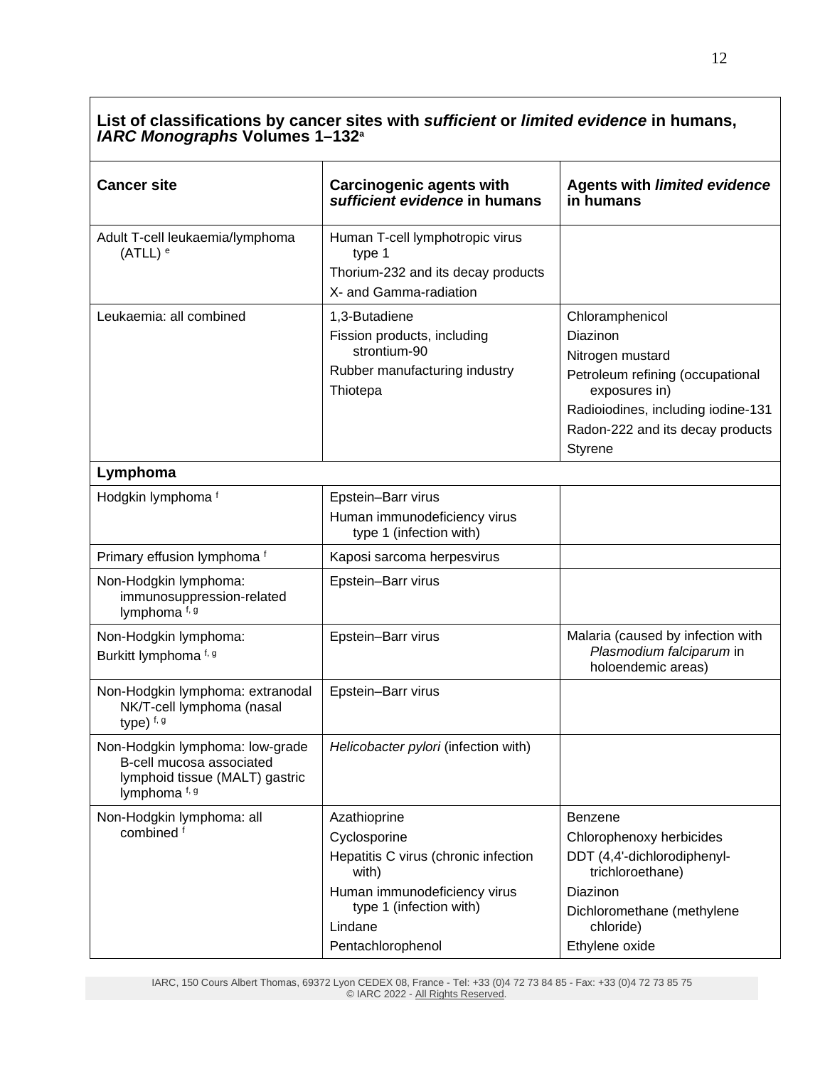| **List of classifications by cancer sites with *sufficient* or *limited evidence* in humans, *IARC Monographs* Volumes 1–132**[a] | | |
|---|---|---|
| **Cancer site** | **Carcinogenic agents with *sufficient evidence* in humans** | **Agents with *limited evidence* in humans** |
| Adult T-cell leukaemia/lymphoma (ATLL) [e] | Human T-cell lymphotropic virus type 1<br>Thorium-232 and its decay products<br>X- and Gamma-radiation | |
| Leukaemia: all combined | 1,3-Butadiene<br>Fission products, including strontium-90<br>Rubber manufacturing industry<br>Thiotepa | Chloramphenicol<br>Diazinon<br>Nitrogen mustard<br>Petroleum refining (occupational exposures in)<br>Radioiodines, including iodine-131<br>Radon-222 and its decay products<br>Styrene |
| **Lymphoma** | | |
| Hodgkin lymphoma [f] | Epstein–Barr virus<br>Human immunodeficiency virus type 1 (infection with) | |
| Primary effusion lymphoma [f] | Kaposi sarcoma herpesvirus | |
| Non-Hodgkin lymphoma: immunosuppression-related lymphoma [f, g] | Epstein–Barr virus | |
| Non-Hodgkin lymphoma: Burkitt lymphoma [f, g] | Epstein–Barr virus | Malaria (caused by infection with *Plasmodium falciparum* in holoendemic areas) |
| Non-Hodgkin lymphoma: extranodal NK/T-cell lymphoma (nasal type) [f, g] | Epstein–Barr virus | |
| Non-Hodgkin lymphoma: low-grade B-cell mucosa associated lymphoid tissue (MALT) gastric lymphoma [f, g] | *Helicobacter pylori* (infection with) | |
| Non-Hodgkin lymphoma: all combined [f] | Azathioprine<br>Cyclosporine<br>Hepatitis C virus (chronic infection with)<br>Human immunodeficiency virus type 1 (infection with)<br>Lindane<br>Pentachlorophenol | Benzene<br>Chlorophenoxy herbicides<br>DDT (4,4'-dichlorodiphenyl-trichloroethane)<br>Diazinon<br>Dichloromethane (methylene chloride)<br>Ethylene oxide |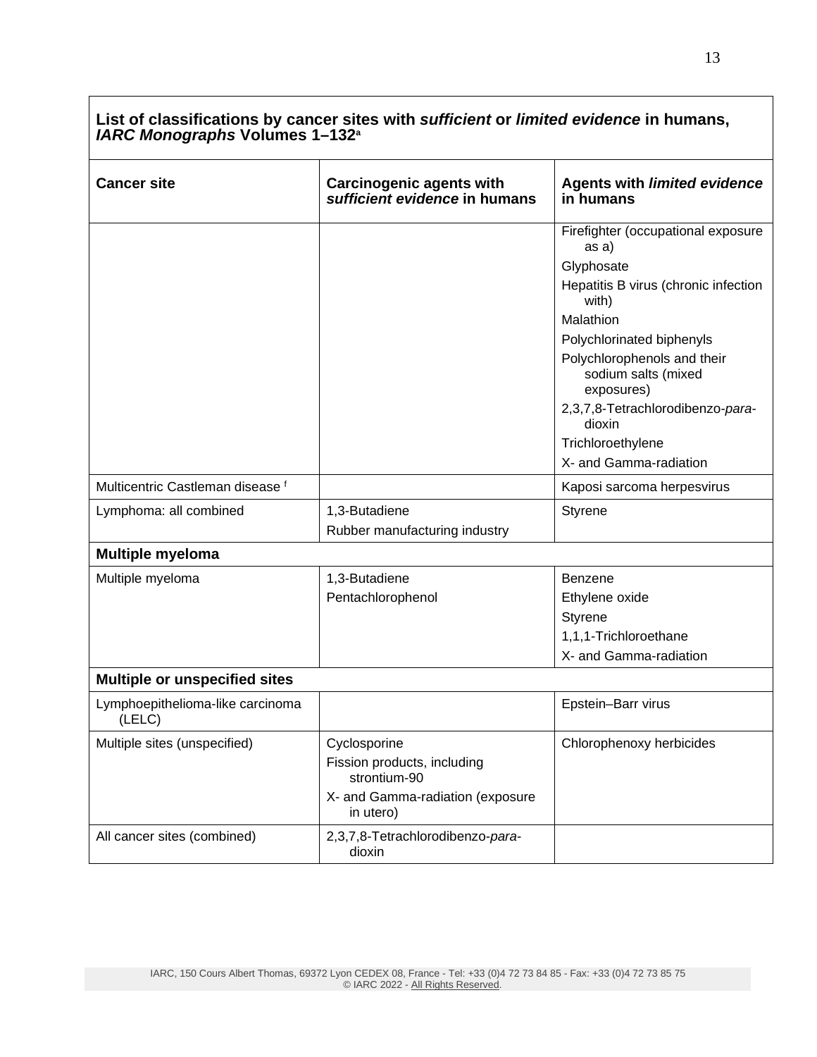**List of classifications by cancer sites with *sufficient* or *limited evidence* in humans, *IARC Monographs* Volumes 1–132**[a]

| Cancer site | Carcinogenic agents with *sufficient evidence* in humans | Agents with *limited evidence* in humans |
|---|---|---|
| | | Firefighter (occupational exposure as a)<br>Glyphosate<br>Hepatitis B virus (chronic infection with)<br>Malathion<br>Polychlorinated biphenyls<br>Polychlorophenols and their sodium salts (mixed exposures)<br>2,3,7,8-Tetrachlorodibenzo-*para*-dioxin<br>Trichloroethylene<br>X- and Gamma-radiation |
| Multicentric Castleman disease [f] | | Kaposi sarcoma herpesvirus |
| Lymphoma: all combined | 1,3-Butadiene<br>Rubber manufacturing industry | Styrene |
| **Multiple myeloma** | | |
| Multiple myeloma | 1,3-Butadiene<br>Pentachlorophenol | Benzene<br>Ethylene oxide<br>Styrene<br>1,1,1-Trichloroethane<br>X- and Gamma-radiation |
| **Multiple or unspecified sites** | | |
| Lymphoepithelioma-like carcinoma (LELC) | | Epstein–Barr virus |
| Multiple sites (unspecified) | Cyclosporine<br>Fission products, including strontium-90<br>X- and Gamma-radiation (exposure in utero) | Chlorophenoxy herbicides |
| All cancer sites (combined) | 2,3,7,8-Tetrachlorodibenzo-*para*-dioxin | |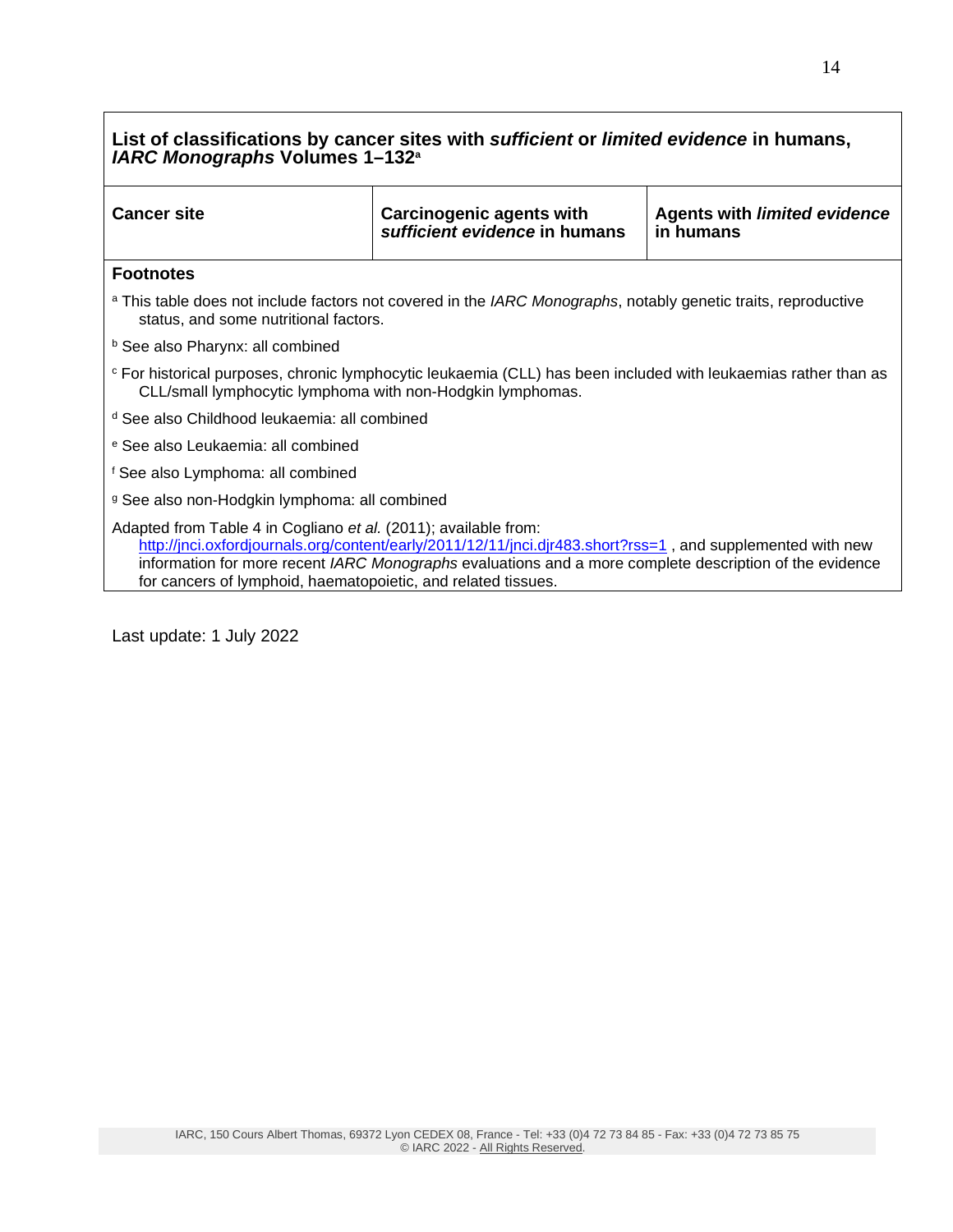## List of classifications by cancer sites with *sufficient* or *limited evidence* in humans, *IARC Monographs* Volumes 1–132[a]

| Cancer site | Carcinogenic agents with *sufficient evidence* in humans | Agents with *limited evidence* in humans |
|---|---|---|

**Footnotes**

[a] This table does not include factors not covered in the *IARC Monographs*, notably genetic traits, reproductive status, and some nutritional factors.

[b] See also Pharynx: all combined

[c] For historical purposes, chronic lymphocytic leukaemia (CLL) has been included with leukaemias rather than as CLL/small lymphocytic lymphoma with non-Hodgkin lymphomas.

[d] See also Childhood leukaemia: all combined

[e] See also Leukaemia: all combined

[f] See also Lymphoma: all combined

[g] See also non-Hodgkin lymphoma: all combined

Adapted from Table 4 in Cogliano *et al.* (2011); available from: http://jnci.oxfordjournals.org/content/early/2011/12/11/jnci.djr483.short?rss=1 , and supplemented with new information for more recent *IARC Monographs* evaluations and a more complete description of the evidence for cancers of lymphoid, haematopoietic, and related tissues.

Last update: 1 July 2022

IARC, 150 Cours Albert Thomas, 69372 Lyon CEDEX 08, France - Tel: +33 (0)4 72 73 84 85 - Fax: +33 (0)4 72 73 85 75
© IARC 2022 - All Rights Reserved.